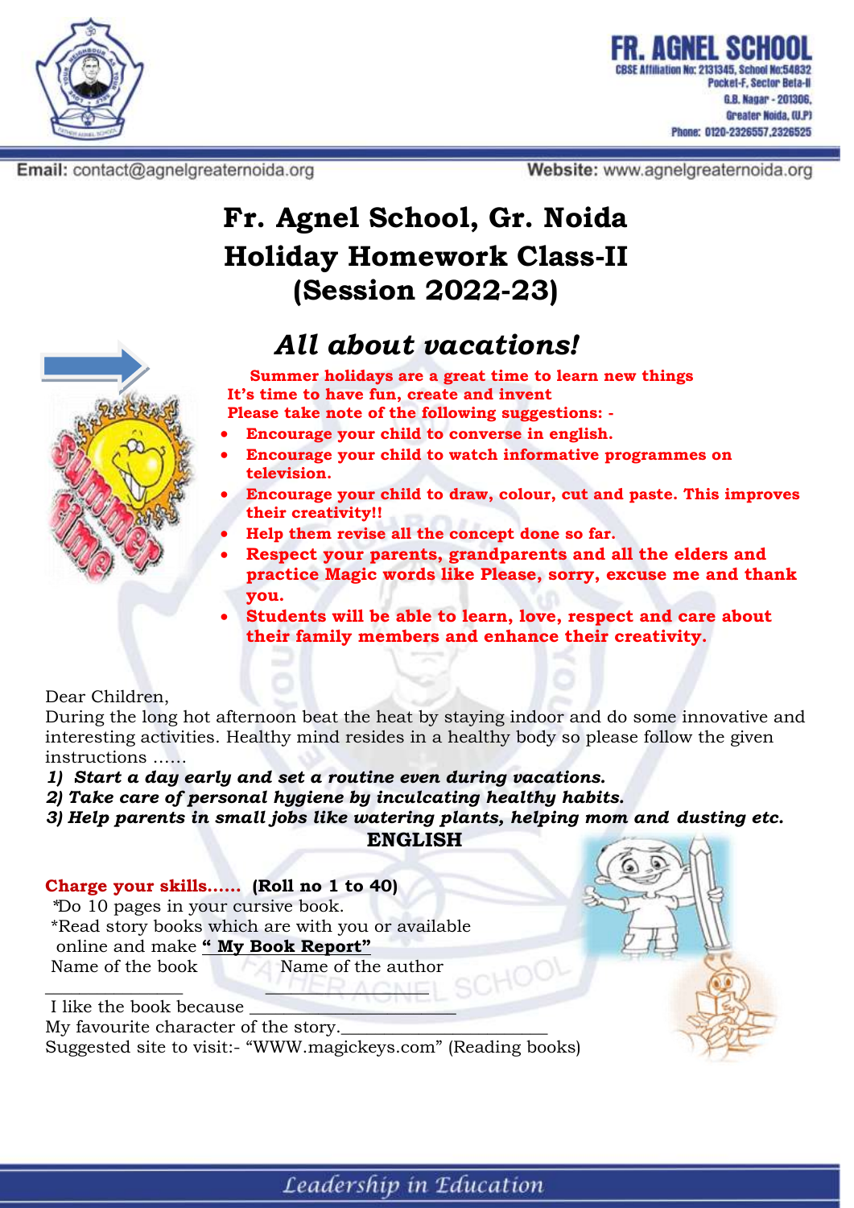FR. AGNEL SCHOOL
CBSE Affiliation No: 2131345, School No:54832
Pocket-F, Sector Beta-II
G.B. Nagar - 201306,
Greater Noida, (U.P)
Phone: 0120-2326557,2326525

**Email:** contact@agnelgreaternoida.org **Website:** www.agnelgreaternoida.org

# Fr. Agnel School, Gr. Noida
# Holiday Homework Class-II
# (Session 2022-23)

## *All about vacations!*

**Summer holidays are a great time to learn new things**
**It's time to have fun, create and invent**
**Please take note of the following suggestions: -**

- **Encourage your child to converse in english.**
- **Encourage your child to watch informative programmes on television.**
- **Encourage your child to draw, colour, cut and paste. This improves their creativity!!**
- **Help them revise all the concept done so far.**
- **Respect your parents, grandparents and all the elders and practice Magic words like Please, sorry, excuse me and thank you.**
- **Students will be able to learn, love, respect and care about their family members and enhance their creativity.**

Dear Children,
During the long hot afternoon beat the heat by staying indoor and do some innovative and interesting activities. Healthy mind resides in a healthy body so please follow the given instructions ……

***1) Start a day early and set a routine even during vacations.***
***2) Take care of personal hygiene by inculcating healthy habits.***
***3) Help parents in small jobs like watering plants, helping mom and dusting etc.***

## ENGLISH

**Charge your skills…… (Roll no 1 to 40)**

*Do 10 pages in your cursive book.
*Read story books which are with you or available online and make **"My Book Report"**

Name of the book ________________ Name of the author ________________

I like the book because ______________________
My favourite character of the story.______________________
Suggested site to visit:- "WWW.magickeys.com" (Reading books)

*Leadership in Education*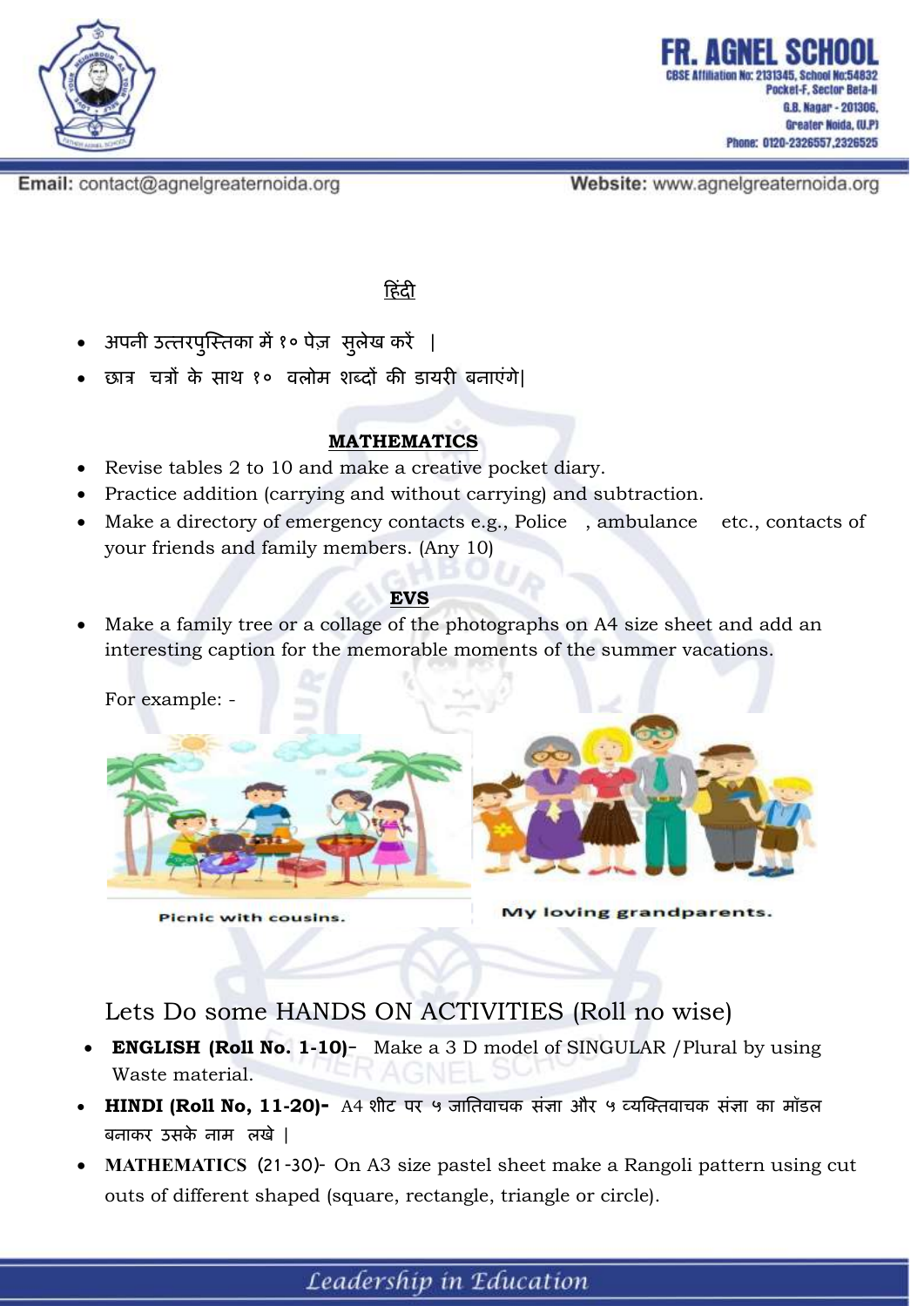## हिंदी

- अपनी उत्तरपुस्तिका में १० पेज़ सुलेख करें |
- छात्र चत्रों के साथ १० वलोम शब्दों की डायरी बनाएंगे|

## MATHEMATICS

- Revise tables 2 to 10 and make a creative pocket diary.
- Practice addition (carrying and without carrying) and subtraction.
- Make a directory of emergency contacts e.g., Police , ambulance etc., contacts of your friends and family members. (Any 10)

## EVS

- Make a family tree or a collage of the photographs on A4 size sheet and add an interesting caption for the memorable moments of the summer vacations.

For example: -

Picnic with cousins.

My loving grandparents.

## Lets Do some HANDS ON ACTIVITIES (Roll no wise)

- **ENGLISH (Roll No. 1-10)**- Make a 3 D model of SINGULAR /Plural by using Waste material.
- **HINDI (Roll No, 11-20)-** A4 शीट पर ५ जातिवाचक संज्ञा और ५ व्यक्तिवाचक संज्ञा का मॉडल बनाकर उसके नाम लखे |
- **MATHEMATICS** (21-30)- On A3 size pastel sheet make a Rangoli pattern using cut outs of different shaped (square, rectangle, triangle or circle).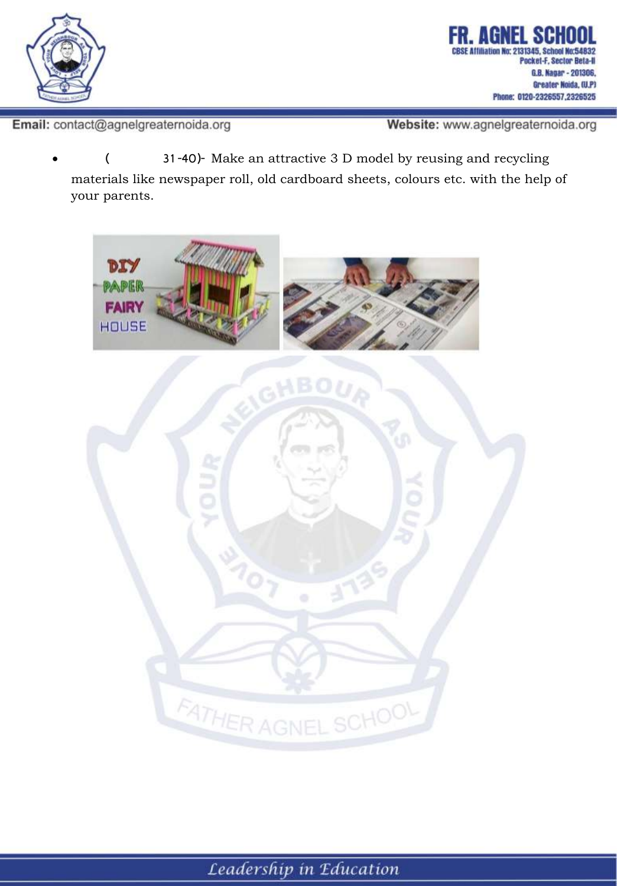- ( 31-40)- Make an attractive 3 D model by reusing and recycling materials like newspaper roll, old cardboard sheets, colours etc. with the help of your parents.